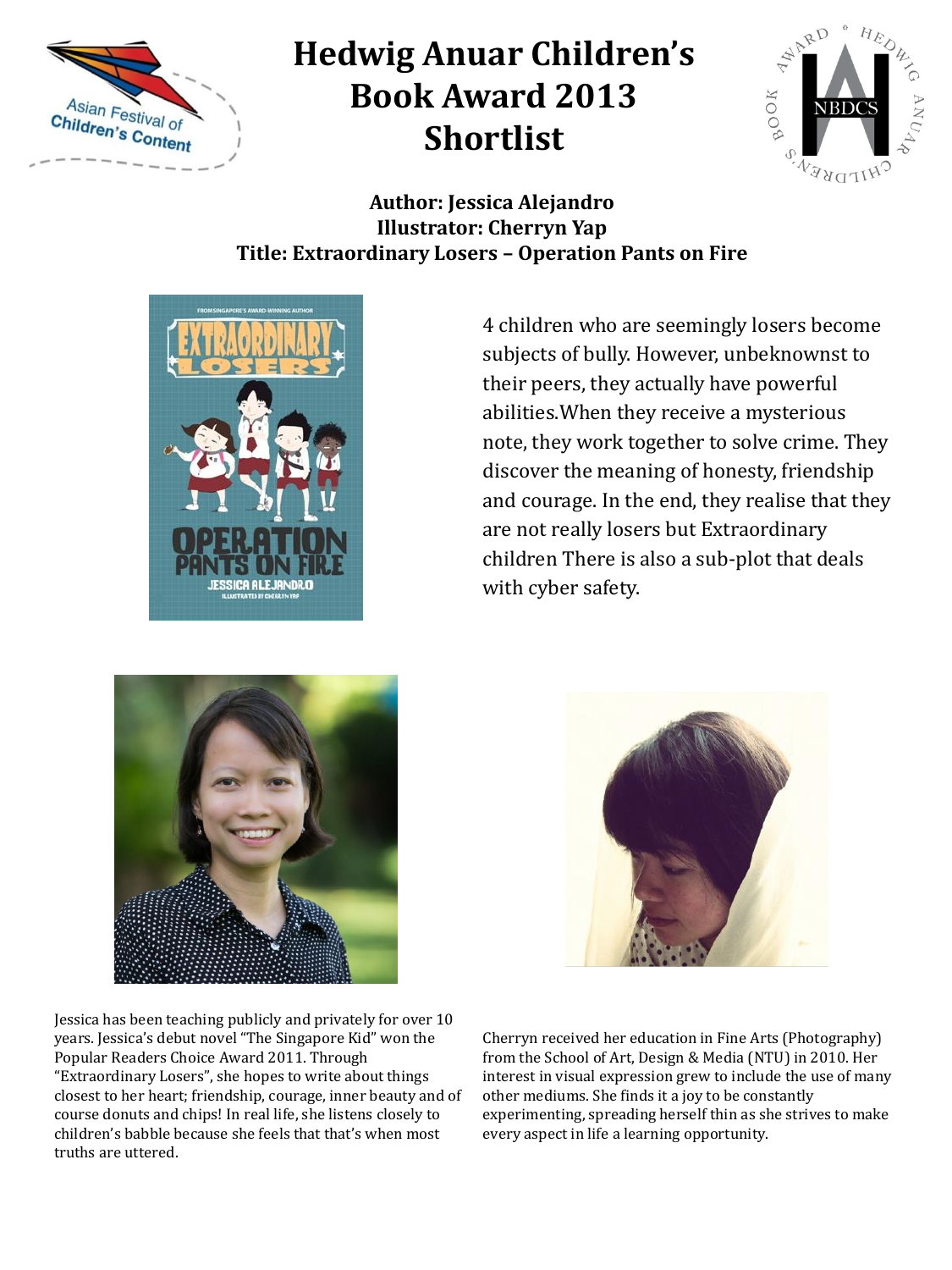# Hedwig Anuar Children's Book Award 2013 Shortlist

**Author: Jessica Alejandro**
**Illustrator: Cherryn Yap**
**Title: Extraordinary Losers – Operation Pants on Fire**

4 children who are seemingly losers become subjects of bully. However, unbeknownst to their peers, they actually have powerful abilities.When they receive a mysterious note, they work together to solve crime. They discover the meaning of honesty, friendship and courage. In the end, they realise that they are not really losers but Extraordinary children There is also a sub-plot that deals with cyber safety.

Jessica has been teaching publicly and privately for over 10 years. Jessica's debut novel "The Singapore Kid" won the Popular Readers Choice Award 2011. Through "Extraordinary Losers", she hopes to write about things closest to her heart; friendship, courage, inner beauty and of course donuts and chips! In real life, she listens closely to children's babble because she feels that that's when most truths are uttered.

Cherryn received her education in Fine Arts (Photography) from the School of Art, Design & Media (NTU) in 2010. Her interest in visual expression grew to include the use of many other mediums. She finds it a joy to be constantly experimenting, spreading herself thin as she strives to make every aspect in life a learning opportunity.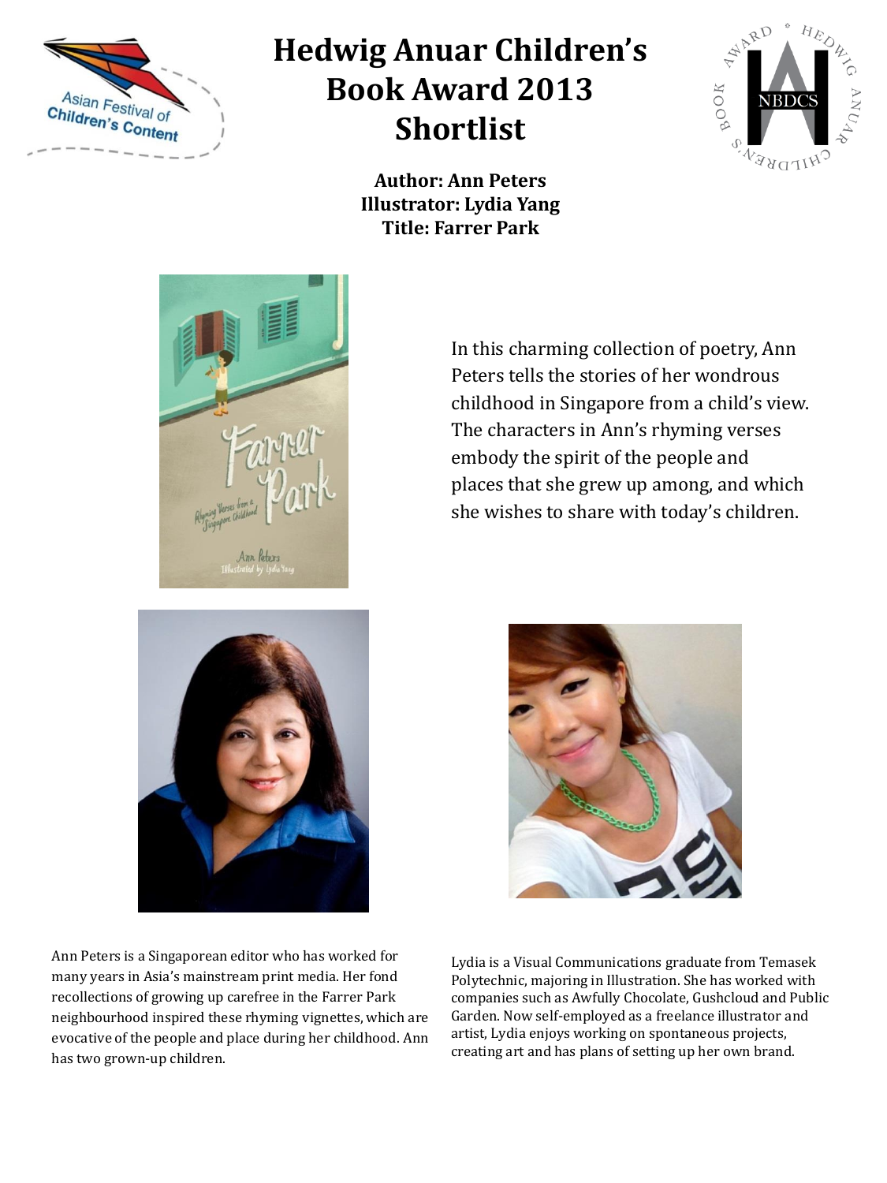# Hedwig Anuar Children's Book Award 2013 Shortlist

**Author: Ann Peters**
**Illustrator: Lydia Yang**
**Title: Farrer Park**

In this charming collection of poetry, Ann Peters tells the stories of her wondrous childhood in Singapore from a child's view. The characters in Ann's rhyming verses embody the spirit of the people and places that she grew up among, and which she wishes to share with today's children.

Ann Peters is a Singaporean editor who has worked for many years in Asia's mainstream print media. Her fond recollections of growing up carefree in the Farrer Park neighbourhood inspired these rhyming vignettes, which are evocative of the people and place during her childhood. Ann has two grown-up children.

Lydia is a Visual Communications graduate from Temasek Polytechnic, majoring in Illustration. She has worked with companies such as Awfully Chocolate, Gushcloud and Public Garden. Now self-employed as a freelance illustrator and artist, Lydia enjoys working on spontaneous projects, creating art and has plans of setting up her own brand.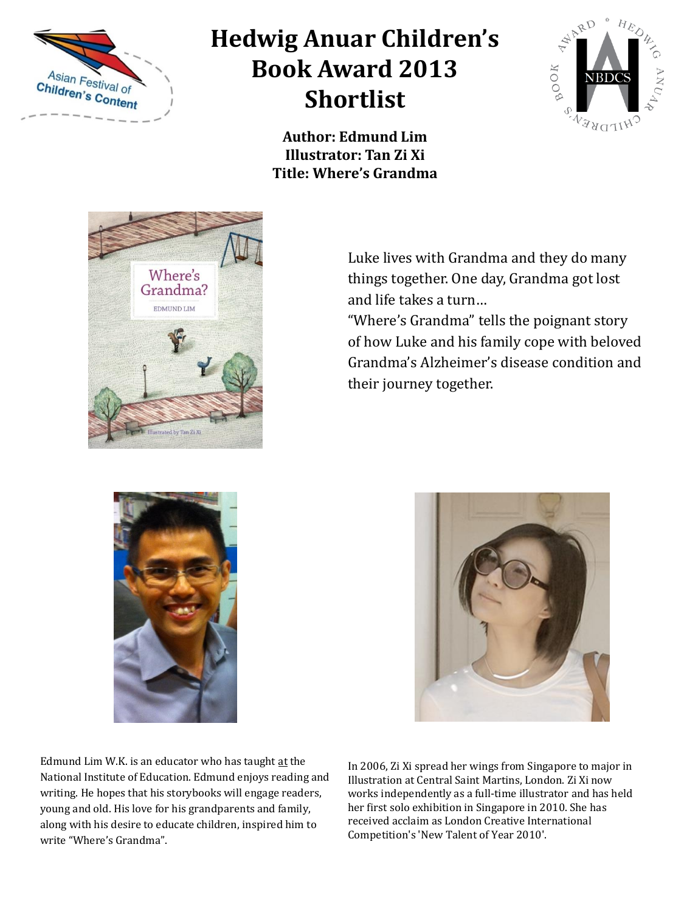# Hedwig Anuar Children's Book Award 2013 Shortlist

**Author: Edmund Lim**
**Illustrator: Tan Zi Xi**
**Title: Where's Grandma**

Luke lives with Grandma and they do many things together. One day, Grandma got lost and life takes a turn…
"Where's Grandma" tells the poignant story of how Luke and his family cope with beloved Grandma's Alzheimer's disease condition and their journey together.

Edmund Lim W.K. is an educator who has taught at the National Institute of Education. Edmund enjoys reading and writing. He hopes that his storybooks will engage readers, young and old. His love for his grandparents and family, along with his desire to educate children, inspired him to write "Where's Grandma".

In 2006, Zi Xi spread her wings from Singapore to major in Illustration at Central Saint Martins, London. Zi Xi now works independently as a full-time illustrator and has held her first solo exhibition in Singapore in 2010. She has received acclaim as London Creative International Competition's 'New Talent of Year 2010'.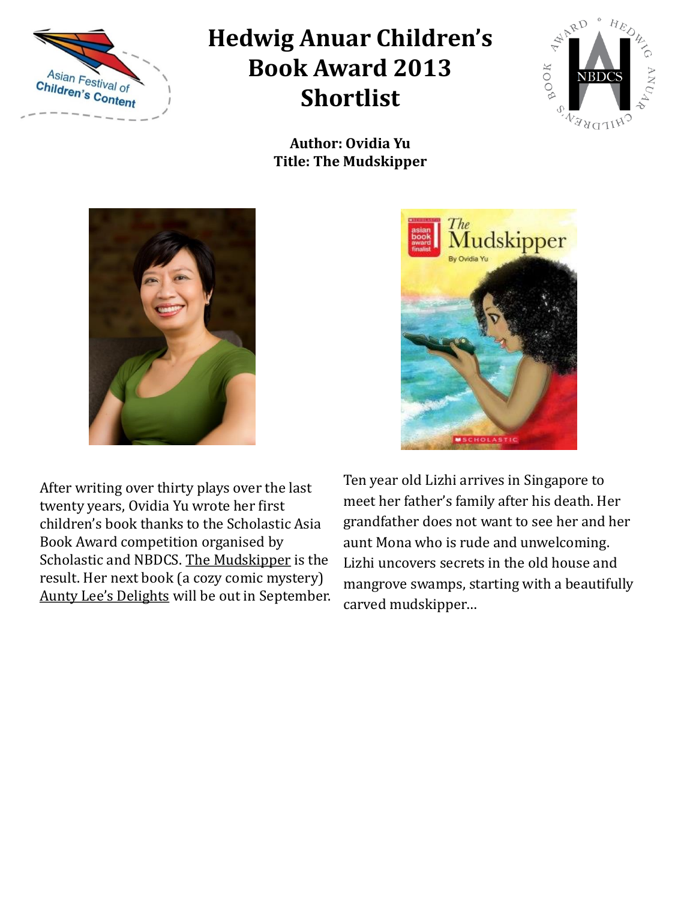# Hedwig Anuar Children's Book Award 2013 Shortlist

**Author: Ovidia Yu**
**Title: The Mudskipper**

After writing over thirty plays over the last twenty years, Ovidia Yu wrote her first children's book thanks to the Scholastic Asia Book Award competition organised by Scholastic and NBDCS. The Mudskipper is the result. Her next book (a cozy comic mystery) Aunty Lee's Delights will be out in September.

Ten year old Lizhi arrives in Singapore to meet her father's family after his death. Her grandfather does not want to see her and her aunt Mona who is rude and unwelcoming. Lizhi uncovers secrets in the old house and mangrove swamps, starting with a beautifully carved mudskipper…